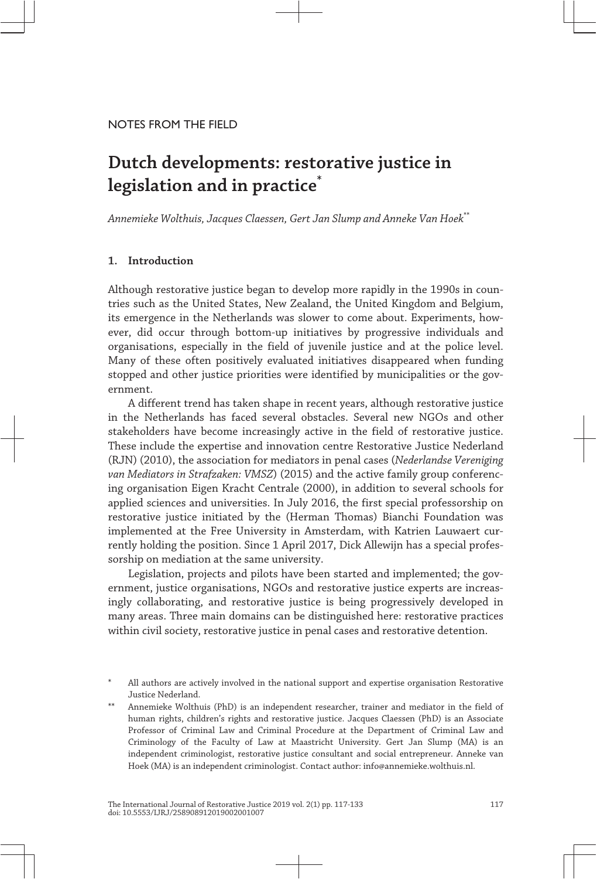NOTES FROM THE FIELD

# Dutch developments: restorative justice in legislation and in practice*

*Annemieke Wolthuis, Jacques Claessen, Gert Jan Slump and Anneke Van Hoek***

## 1. Introduction

Although restorative justice began to develop more rapidly in the 1990s in countries such as the United States, New Zealand, the United Kingdom and Belgium, its emergence in the Netherlands was slower to come about. Experiments, however, did occur through bottom-up initiatives by progressive individuals and organisations, especially in the field of juvenile justice and at the police level. Many of these often positively evaluated initiatives disappeared when funding stopped and other justice priorities were identified by municipalities or the government.

A different trend has taken shape in recent years, although restorative justice in the Netherlands has faced several obstacles. Several new NGOs and other stakeholders have become increasingly active in the field of restorative justice. These include the expertise and innovation centre Restorative Justice Nederland (RJN) (2010), the association for mediators in penal cases (*Nederlandse Vereniging van Mediators in Strafzaken: VMSZ*) (2015) and the active family group conferencing organisation Eigen Kracht Centrale (2000), in addition to several schools for applied sciences and universities. In July 2016, the first special professorship on restorative justice initiated by the (Herman Thomas) Bianchi Foundation was implemented at the Free University in Amsterdam, with Katrien Lauwaert currently holding the position. Since 1 April 2017, Dick Allewijn has a special professorship on mediation at the same university.

Legislation, projects and pilots have been started and implemented; the government, justice organisations, NGOs and restorative justice experts are increasingly collaborating, and restorative justice is being progressively developed in many areas. Three main domains can be distinguished here: restorative practices within civil society, restorative justice in penal cases and restorative detention.

\* All authors are actively involved in the national support and expertise organisation Restorative Justice Nederland.

\*\* Annemieke Wolthuis (PhD) is an independent researcher, trainer and mediator in the field of human rights, children's rights and restorative justice. Jacques Claessen (PhD) is an Associate Professor of Criminal Law and Criminal Procedure at the Department of Criminal Law and Criminology of the Faculty of Law at Maastricht University. Gert Jan Slump (MA) is an independent criminologist, restorative justice consultant and social entrepreneur. Anneke van Hoek (MA) is an independent criminologist. Contact author: info@annemieke.wolthuis.nl.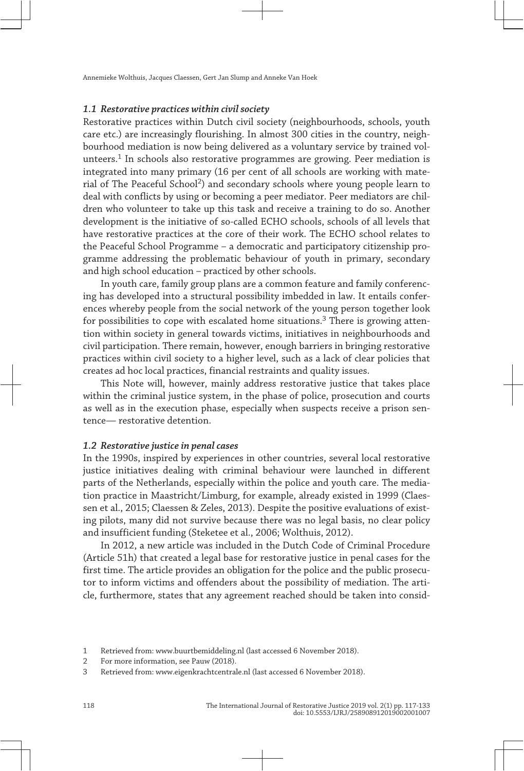### *1.1 Restorative practices within civil society*

Restorative practices within Dutch civil society (neighbourhoods, schools, youth care etc.) are increasingly flourishing. In almost 300 cities in the country, neighbourhood mediation is now being delivered as a voluntary service by trained volunteers.[1] In schools also restorative programmes are growing. Peer mediation is integrated into many primary (16 per cent of all schools are working with material of The Peaceful School[2]) and secondary schools where young people learn to deal with conflicts by using or becoming a peer mediator. Peer mediators are children who volunteer to take up this task and receive a training to do so. Another development is the initiative of so-called ECHO schools, schools of all levels that have restorative practices at the core of their work. The ECHO school relates to the Peaceful School Programme – a democratic and participatory citizenship programme addressing the problematic behaviour of youth in primary, secondary and high school education – practiced by other schools.

In youth care, family group plans are a common feature and family conferencing has developed into a structural possibility imbedded in law. It entails conferences whereby people from the social network of the young person together look for possibilities to cope with escalated home situations.[3] There is growing attention within society in general towards victims, initiatives in neighbourhoods and civil participation. There remain, however, enough barriers in bringing restorative practices within civil society to a higher level, such as a lack of clear policies that creates ad hoc local practices, financial restraints and quality issues.

This Note will, however, mainly address restorative justice that takes place within the criminal justice system, in the phase of police, prosecution and courts as well as in the execution phase, especially when suspects receive a prison sentence— restorative detention.

### *1.2 Restorative justice in penal cases*

In the 1990s, inspired by experiences in other countries, several local restorative justice initiatives dealing with criminal behaviour were launched in different parts of the Netherlands, especially within the police and youth care. The mediation practice in Maastricht/Limburg, for example, already existed in 1999 (Claessen et al., 2015; Claessen & Zeles, 2013). Despite the positive evaluations of existing pilots, many did not survive because there was no legal basis, no clear policy and insufficient funding (Steketee et al., 2006; Wolthuis, 2012).

In 2012, a new article was included in the Dutch Code of Criminal Procedure (Article 51h) that created a legal base for restorative justice in penal cases for the first time. The article provides an obligation for the police and the public prosecutor to inform victims and offenders about the possibility of mediation. The article, furthermore, states that any agreement reached should be taken into consid-

1 Retrieved from: www.buurtbemiddeling.nl (last accessed 6 November 2018).

2 For more information, see Pauw (2018).

3 Retrieved from: www.eigenkrachtcentrale.nl (last accessed 6 November 2018).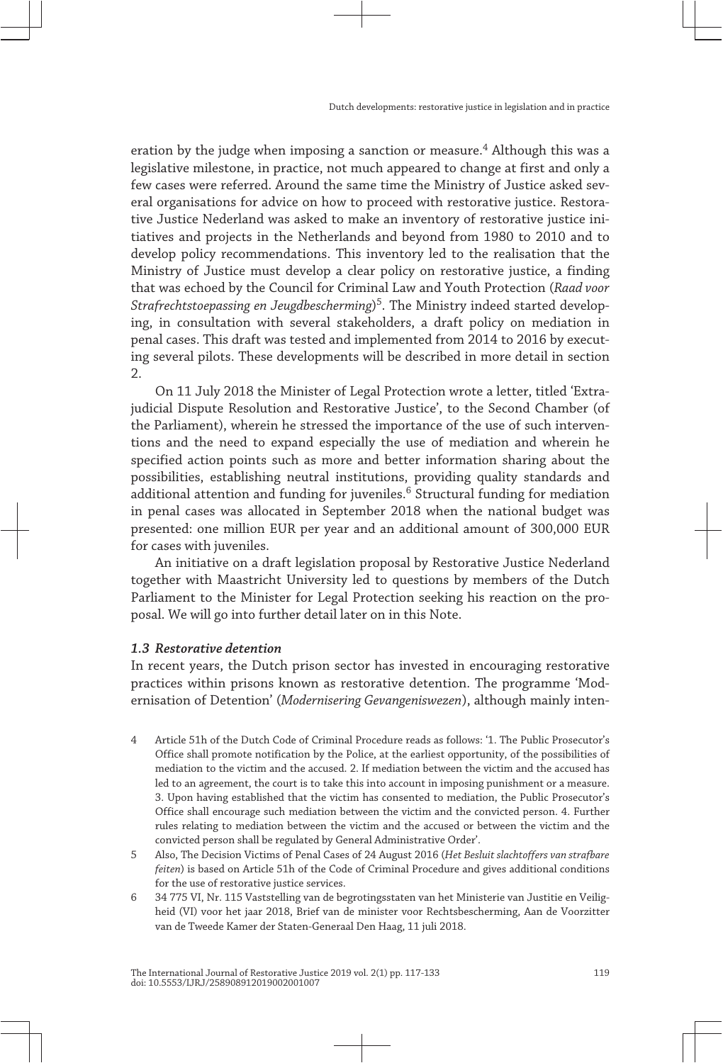eration by the judge when imposing a sanction or measure.[4] Although this was a legislative milestone, in practice, not much appeared to change at first and only a few cases were referred. Around the same time the Ministry of Justice asked several organisations for advice on how to proceed with restorative justice. Restorative Justice Nederland was asked to make an inventory of restorative justice initiatives and projects in the Netherlands and beyond from 1980 to 2010 and to develop policy recommendations. This inventory led to the realisation that the Ministry of Justice must develop a clear policy on restorative justice, a finding that was echoed by the Council for Criminal Law and Youth Protection (*Raad voor Strafrechtstoepassing en Jeugdbescherming*)[5]. The Ministry indeed started developing, in consultation with several stakeholders, a draft policy on mediation in penal cases. This draft was tested and implemented from 2014 to 2016 by executing several pilots. These developments will be described in more detail in section 2.

On 11 July 2018 the Minister of Legal Protection wrote a letter, titled 'Extrajudicial Dispute Resolution and Restorative Justice', to the Second Chamber (of the Parliament), wherein he stressed the importance of the use of such interventions and the need to expand especially the use of mediation and wherein he specified action points such as more and better information sharing about the possibilities, establishing neutral institutions, providing quality standards and additional attention and funding for juveniles.[6] Structural funding for mediation in penal cases was allocated in September 2018 when the national budget was presented: one million EUR per year and an additional amount of 300,000 EUR for cases with juveniles.

An initiative on a draft legislation proposal by Restorative Justice Nederland together with Maastricht University led to questions by members of the Dutch Parliament to the Minister for Legal Protection seeking his reaction on the proposal. We will go into further detail later on in this Note.

### *1.3 Restorative detention*

In recent years, the Dutch prison sector has invested in encouraging restorative practices within prisons known as restorative detention. The programme 'Modernisation of Detention' (*Modernisering Gevangeniswezen*), although mainly inten-

---

4 Article 51h of the Dutch Code of Criminal Procedure reads as follows: '1. The Public Prosecutor's Office shall promote notification by the Police, at the earliest opportunity, of the possibilities of mediation to the victim and the accused. 2. If mediation between the victim and the accused has led to an agreement, the court is to take this into account in imposing punishment or a measure. 3. Upon having established that the victim has consented to mediation, the Public Prosecutor's Office shall encourage such mediation between the victim and the convicted person. 4. Further rules relating to mediation between the victim and the accused or between the victim and the convicted person shall be regulated by General Administrative Order'.

5 Also, The Decision Victims of Penal Cases of 24 August 2016 (*Het Besluit slachtoffers van strafbare feiten*) is based on Article 51h of the Code of Criminal Procedure and gives additional conditions for the use of restorative justice services.

6 34 775 VI, Nr. 115 Vaststelling van de begrotingsstaten van het Ministerie van Justitie en Veiligheid (VI) voor het jaar 2018, Brief van de minister voor Rechtsbescherming, Aan de Voorzitter van de Tweede Kamer der Staten-Generaal Den Haag, 11 juli 2018.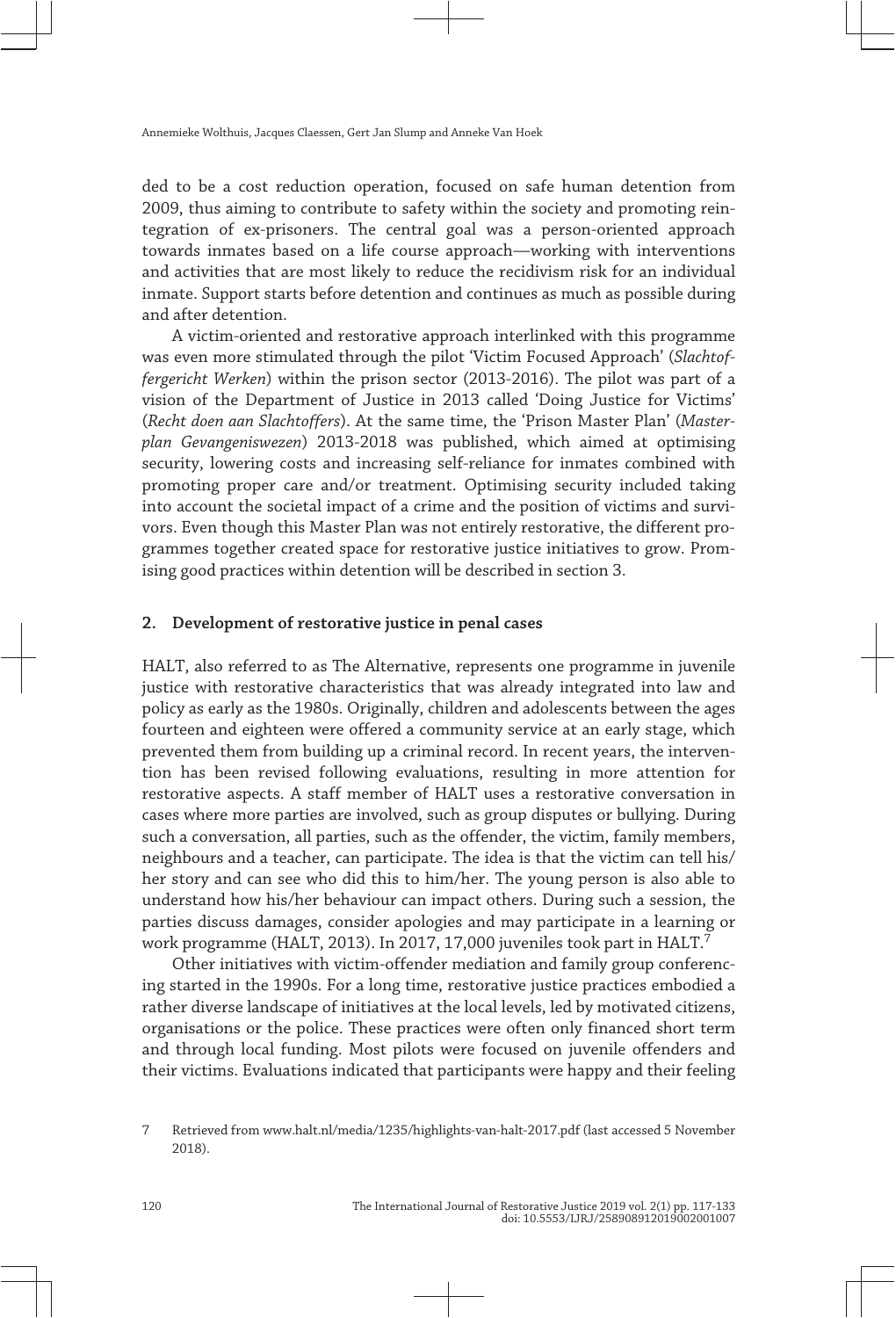ded to be a cost reduction operation, focused on safe human detention from 2009, thus aiming to contribute to safety within the society and promoting reintegration of ex-prisoners. The central goal was a person-oriented approach towards inmates based on a life course approach—working with interventions and activities that are most likely to reduce the recidivism risk for an individual inmate. Support starts before detention and continues as much as possible during and after detention.

A victim-oriented and restorative approach interlinked with this programme was even more stimulated through the pilot 'Victim Focused Approach' (*Slachtoffergericht Werken*) within the prison sector (2013-2016). The pilot was part of a vision of the Department of Justice in 2013 called 'Doing Justice for Victims' (*Recht doen aan Slachtoffers*). At the same time, the 'Prison Master Plan' (*Masterplan Gevangeniswezen*) 2013-2018 was published, which aimed at optimising security, lowering costs and increasing self-reliance for inmates combined with promoting proper care and/or treatment. Optimising security included taking into account the societal impact of a crime and the position of victims and survivors. Even though this Master Plan was not entirely restorative, the different programmes together created space for restorative justice initiatives to grow. Promising good practices within detention will be described in section 3.

## 2. Development of restorative justice in penal cases

HALT, also referred to as The Alternative, represents one programme in juvenile justice with restorative characteristics that was already integrated into law and policy as early as the 1980s. Originally, children and adolescents between the ages fourteen and eighteen were offered a community service at an early stage, which prevented them from building up a criminal record. In recent years, the intervention has been revised following evaluations, resulting in more attention for restorative aspects. A staff member of HALT uses a restorative conversation in cases where more parties are involved, such as group disputes or bullying. During such a conversation, all parties, such as the offender, the victim, family members, neighbours and a teacher, can participate. The idea is that the victim can tell his/her story and can see who did this to him/her. The young person is also able to understand how his/her behaviour can impact others. During such a session, the parties discuss damages, consider apologies and may participate in a learning or work programme (HALT, 2013). In 2017, 17,000 juveniles took part in HALT.[7]

Other initiatives with victim-offender mediation and family group conferencing started in the 1990s. For a long time, restorative justice practices embodied a rather diverse landscape of initiatives at the local levels, led by motivated citizens, organisations or the police. These practices were often only financed short term and through local funding. Most pilots were focused on juvenile offenders and their victims. Evaluations indicated that participants were happy and their feeling

7 Retrieved from www.halt.nl/media/1235/highlights-van-halt-2017.pdf (last accessed 5 November 2018).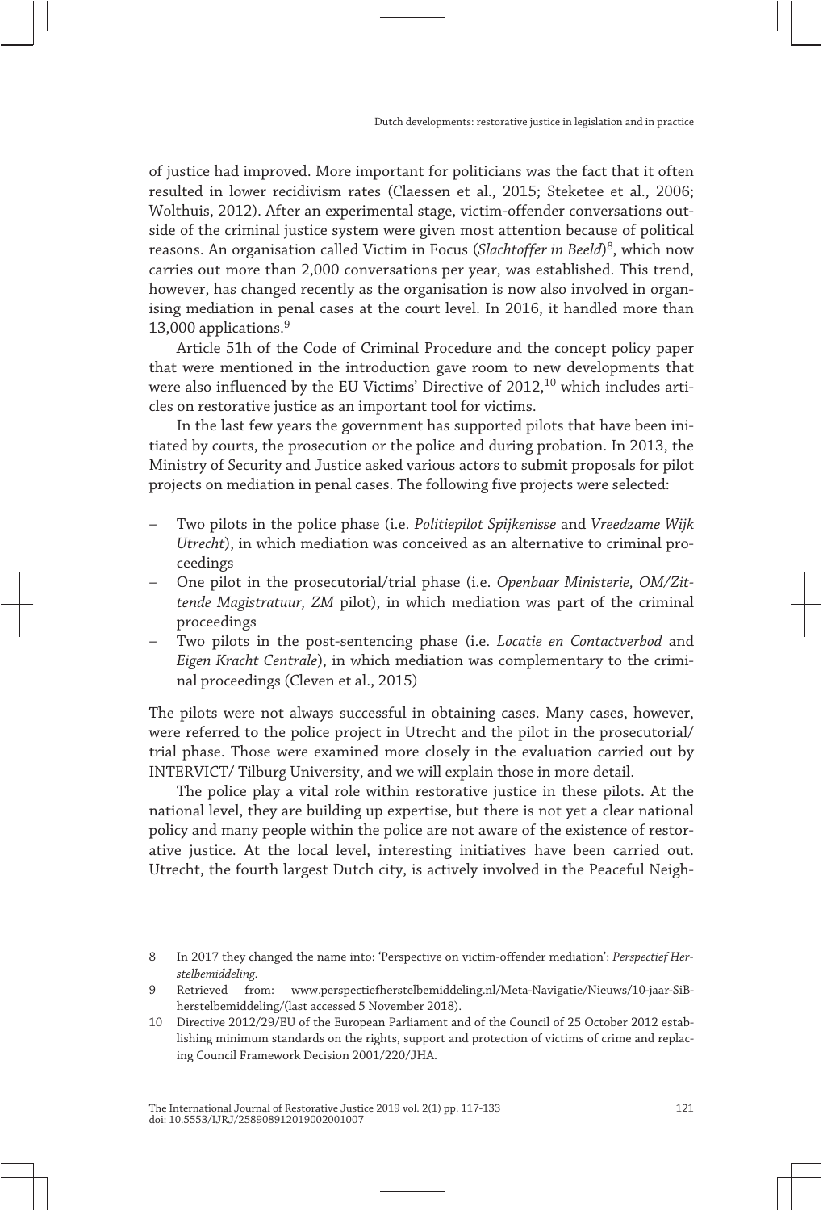of justice had improved. More important for politicians was the fact that it often resulted in lower recidivism rates (Claessen et al., 2015; Steketee et al., 2006; Wolthuis, 2012). After an experimental stage, victim-offender conversations outside of the criminal justice system were given most attention because of political reasons. An organisation called Victim in Focus (*Slachtoffer in Beeld*)[8], which now carries out more than 2,000 conversations per year, was established. This trend, however, has changed recently as the organisation is now also involved in organising mediation in penal cases at the court level. In 2016, it handled more than 13,000 applications.[9]

Article 51h of the Code of Criminal Procedure and the concept policy paper that were mentioned in the introduction gave room to new developments that were also influenced by the EU Victims' Directive of 2012,[10] which includes articles on restorative justice as an important tool for victims.

In the last few years the government has supported pilots that have been initiated by courts, the prosecution or the police and during probation. In 2013, the Ministry of Security and Justice asked various actors to submit proposals for pilot projects on mediation in penal cases. The following five projects were selected:

- Two pilots in the police phase (i.e. *Politiepilot Spijkenisse* and *Vreedzame Wijk Utrecht*), in which mediation was conceived as an alternative to criminal proceedings
- One pilot in the prosecutorial/trial phase (i.e. *Openbaar Ministerie, OM/Zittende Magistratuur, ZM* pilot), in which mediation was part of the criminal proceedings
- Two pilots in the post-sentencing phase (i.e. *Locatie en Contactverbod* and *Eigen Kracht Centrale*), in which mediation was complementary to the criminal proceedings (Cleven et al., 2015)

The pilots were not always successful in obtaining cases. Many cases, however, were referred to the police project in Utrecht and the pilot in the prosecutorial/ trial phase. Those were examined more closely in the evaluation carried out by INTERVICT/ Tilburg University, and we will explain those in more detail.

The police play a vital role within restorative justice in these pilots. At the national level, they are building up expertise, but there is not yet a clear national policy and many people within the police are not aware of the existence of restorative justice. At the local level, interesting initiatives have been carried out. Utrecht, the fourth largest Dutch city, is actively involved in the Peaceful Neigh-

8 In 2017 they changed the name into: 'Perspective on victim-offender mediation': *Perspectief Herstelbemiddeling.*

9 Retrieved from: www.perspectiefherstelbemiddeling.nl/Meta-Navigatie/Nieuws/10-jaar-SiB-herstelbemiddeling/(last accessed 5 November 2018).

10 Directive 2012/29/EU of the European Parliament and of the Council of 25 October 2012 establishing minimum standards on the rights, support and protection of victims of crime and replacing Council Framework Decision 2001/220/JHA.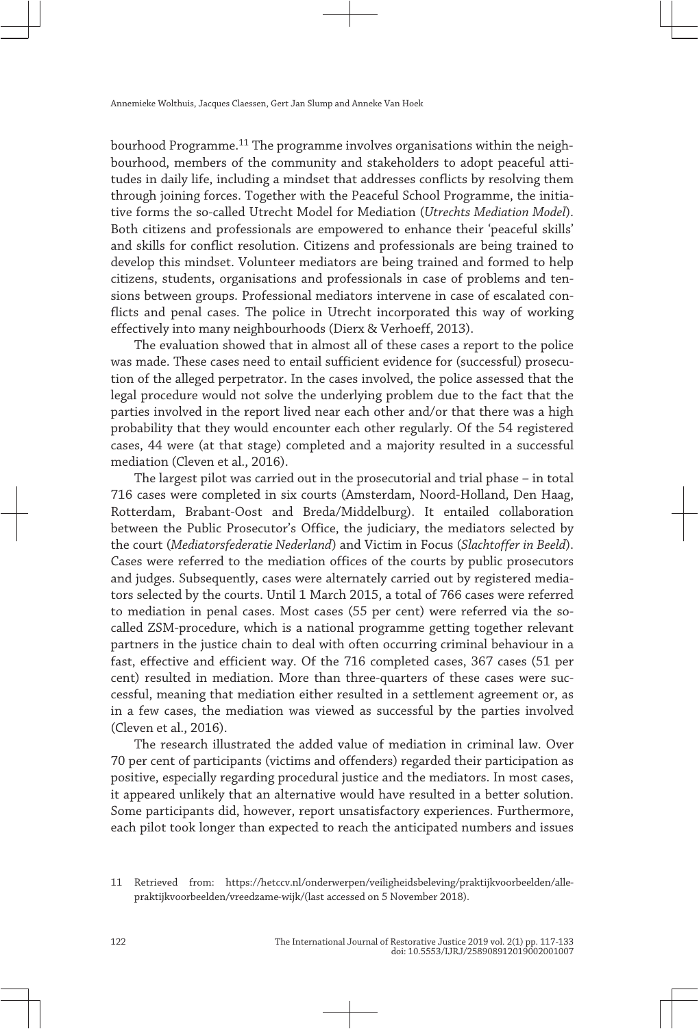bourhood Programme.[11] The programme involves organisations within the neighbourhood, members of the community and stakeholders to adopt peaceful attitudes in daily life, including a mindset that addresses conflicts by resolving them through joining forces. Together with the Peaceful School Programme, the initiative forms the so-called Utrecht Model for Mediation (*Utrechts Mediation Model*). Both citizens and professionals are empowered to enhance their 'peaceful skills' and skills for conflict resolution. Citizens and professionals are being trained to develop this mindset. Volunteer mediators are being trained and formed to help citizens, students, organisations and professionals in case of problems and tensions between groups. Professional mediators intervene in case of escalated conflicts and penal cases. The police in Utrecht incorporated this way of working effectively into many neighbourhoods (Dierx & Verhoeff, 2013).

The evaluation showed that in almost all of these cases a report to the police was made. These cases need to entail sufficient evidence for (successful) prosecution of the alleged perpetrator. In the cases involved, the police assessed that the legal procedure would not solve the underlying problem due to the fact that the parties involved in the report lived near each other and/or that there was a high probability that they would encounter each other regularly. Of the 54 registered cases, 44 were (at that stage) completed and a majority resulted in a successful mediation (Cleven et al., 2016).

The largest pilot was carried out in the prosecutorial and trial phase – in total 716 cases were completed in six courts (Amsterdam, Noord-Holland, Den Haag, Rotterdam, Brabant-Oost and Breda/Middelburg). It entailed collaboration between the Public Prosecutor's Office, the judiciary, the mediators selected by the court (*Mediatorsfederatie Nederland*) and Victim in Focus (*Slachtoffer in Beeld*). Cases were referred to the mediation offices of the courts by public prosecutors and judges. Subsequently, cases were alternately carried out by registered mediators selected by the courts. Until 1 March 2015, a total of 766 cases were referred to mediation in penal cases. Most cases (55 per cent) were referred via the so-called ZSM-procedure, which is a national programme getting together relevant partners in the justice chain to deal with often occurring criminal behaviour in a fast, effective and efficient way. Of the 716 completed cases, 367 cases (51 per cent) resulted in mediation. More than three-quarters of these cases were successful, meaning that mediation either resulted in a settlement agreement or, as in a few cases, the mediation was viewed as successful by the parties involved (Cleven et al., 2016).

The research illustrated the added value of mediation in criminal law. Over 70 per cent of participants (victims and offenders) regarded their participation as positive, especially regarding procedural justice and the mediators. In most cases, it appeared unlikely that an alternative would have resulted in a better solution. Some participants did, however, report unsatisfactory experiences. Furthermore, each pilot took longer than expected to reach the anticipated numbers and issues

11 Retrieved from: https://hetccv.nl/onderwerpen/veiligheidsbeleving/praktijkvoorbeelden/alle-praktijkvoorbeelden/vreedzame-wijk/(last accessed on 5 November 2018).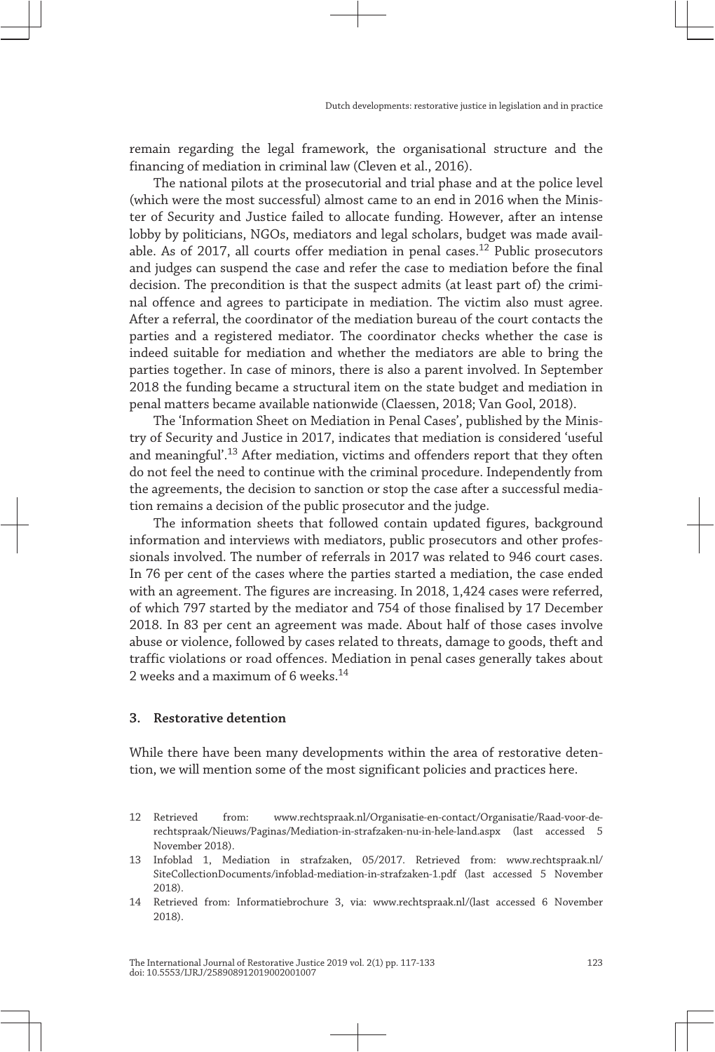remain regarding the legal framework, the organisational structure and the financing of mediation in criminal law (Cleven et al., 2016).

The national pilots at the prosecutorial and trial phase and at the police level (which were the most successful) almost came to an end in 2016 when the Minister of Security and Justice failed to allocate funding. However, after an intense lobby by politicians, NGOs, mediators and legal scholars, budget was made available. As of 2017, all courts offer mediation in penal cases.[12] Public prosecutors and judges can suspend the case and refer the case to mediation before the final decision. The precondition is that the suspect admits (at least part of) the criminal offence and agrees to participate in mediation. The victim also must agree. After a referral, the coordinator of the mediation bureau of the court contacts the parties and a registered mediator. The coordinator checks whether the case is indeed suitable for mediation and whether the mediators are able to bring the parties together. In case of minors, there is also a parent involved. In September 2018 the funding became a structural item on the state budget and mediation in penal matters became available nationwide (Claessen, 2018; Van Gool, 2018).

The 'Information Sheet on Mediation in Penal Cases', published by the Ministry of Security and Justice in 2017, indicates that mediation is considered 'useful and meaningful'.[13] After mediation, victims and offenders report that they often do not feel the need to continue with the criminal procedure. Independently from the agreements, the decision to sanction or stop the case after a successful mediation remains a decision of the public prosecutor and the judge.

The information sheets that followed contain updated figures, background information and interviews with mediators, public prosecutors and other professionals involved. The number of referrals in 2017 was related to 946 court cases. In 76 per cent of the cases where the parties started a mediation, the case ended with an agreement. The figures are increasing. In 2018, 1,424 cases were referred, of which 797 started by the mediator and 754 of those finalised by 17 December 2018. In 83 per cent an agreement was made. About half of those cases involve abuse or violence, followed by cases related to threats, damage to goods, theft and traffic violations or road offences. Mediation in penal cases generally takes about 2 weeks and a maximum of 6 weeks.[14]

## 3. Restorative detention

While there have been many developments within the area of restorative detention, we will mention some of the most significant policies and practices here.

12 Retrieved from: www.rechtspraak.nl/Organisatie-en-contact/Organisatie/Raad-voor-de-rechtspraak/Nieuws/Paginas/Mediation-in-strafzaken-nu-in-hele-land.aspx (last accessed 5 November 2018).

13 Infoblad 1, Mediation in strafzaken, 05/2017. Retrieved from: www.rechtspraak.nl/SiteCollectionDocuments/infoblad-mediation-in-strafzaken-1.pdf (last accessed 5 November 2018).

14 Retrieved from: Informatiebrochure 3, via: www.rechtspraak.nl/(last accessed 6 November 2018).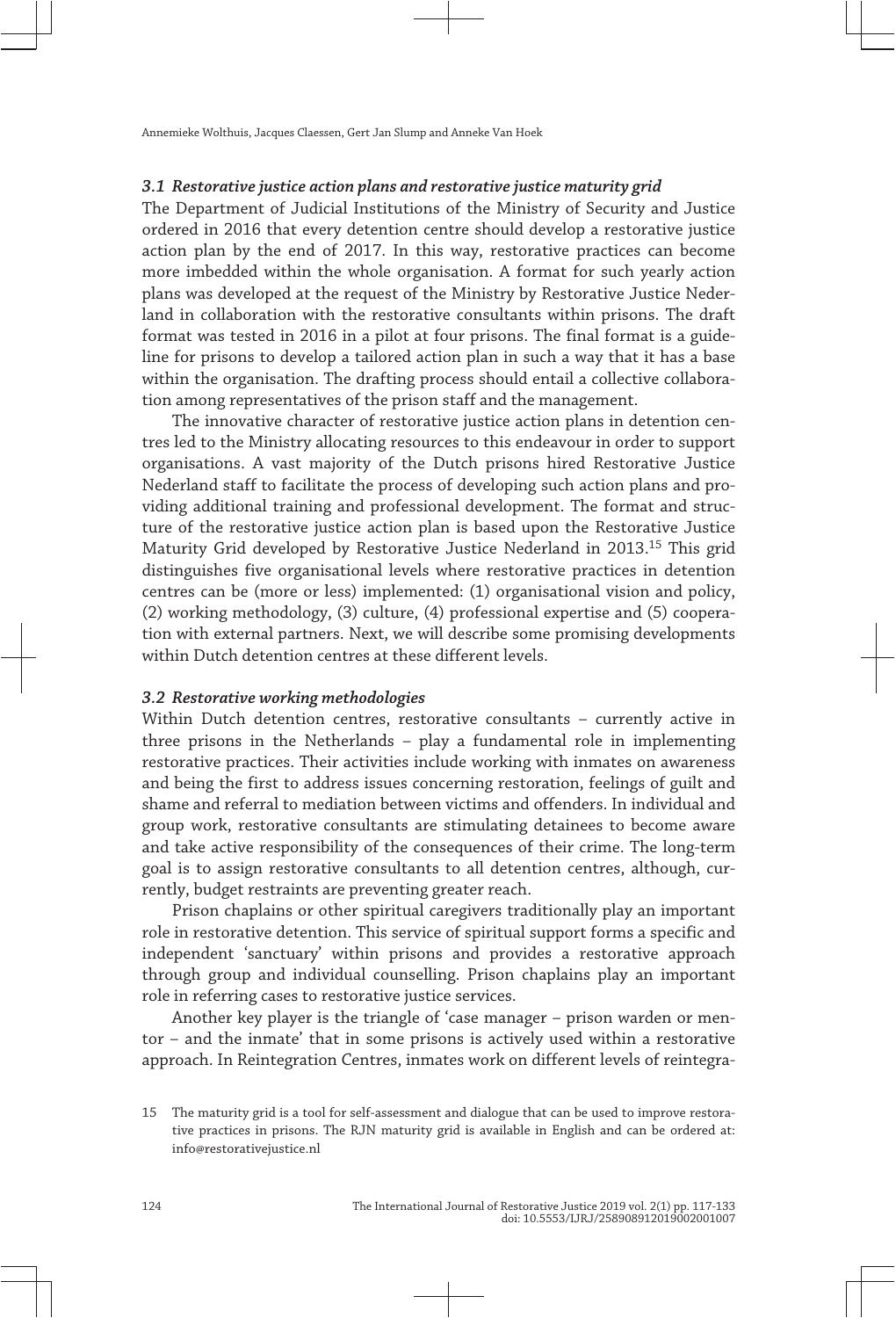### *3.1 Restorative justice action plans and restorative justice maturity grid*

The Department of Judicial Institutions of the Ministry of Security and Justice ordered in 2016 that every detention centre should develop a restorative justice action plan by the end of 2017. In this way, restorative practices can become more imbedded within the whole organisation. A format for such yearly action plans was developed at the request of the Ministry by Restorative Justice Nederland in collaboration with the restorative consultants within prisons. The draft format was tested in 2016 in a pilot at four prisons. The final format is a guideline for prisons to develop a tailored action plan in such a way that it has a base within the organisation. The drafting process should entail a collective collaboration among representatives of the prison staff and the management.

The innovative character of restorative justice action plans in detention centres led to the Ministry allocating resources to this endeavour in order to support organisations. A vast majority of the Dutch prisons hired Restorative Justice Nederland staff to facilitate the process of developing such action plans and providing additional training and professional development. The format and structure of the restorative justice action plan is based upon the Restorative Justice Maturity Grid developed by Restorative Justice Nederland in 2013.[15] This grid distinguishes five organisational levels where restorative practices in detention centres can be (more or less) implemented: (1) organisational vision and policy, (2) working methodology, (3) culture, (4) professional expertise and (5) cooperation with external partners. Next, we will describe some promising developments within Dutch detention centres at these different levels.

### *3.2 Restorative working methodologies*

Within Dutch detention centres, restorative consultants – currently active in three prisons in the Netherlands – play a fundamental role in implementing restorative practices. Their activities include working with inmates on awareness and being the first to address issues concerning restoration, feelings of guilt and shame and referral to mediation between victims and offenders. In individual and group work, restorative consultants are stimulating detainees to become aware and take active responsibility of the consequences of their crime. The long-term goal is to assign restorative consultants to all detention centres, although, currently, budget restraints are preventing greater reach.

Prison chaplains or other spiritual caregivers traditionally play an important role in restorative detention. This service of spiritual support forms a specific and independent 'sanctuary' within prisons and provides a restorative approach through group and individual counselling. Prison chaplains play an important role in referring cases to restorative justice services.

Another key player is the triangle of 'case manager – prison warden or mentor – and the inmate' that in some prisons is actively used within a restorative approach. In Reintegration Centres, inmates work on different levels of reintegra-

15 The maturity grid is a tool for self-assessment and dialogue that can be used to improve restorative practices in prisons. The RJN maturity grid is available in English and can be ordered at: info@restorativejustice.nl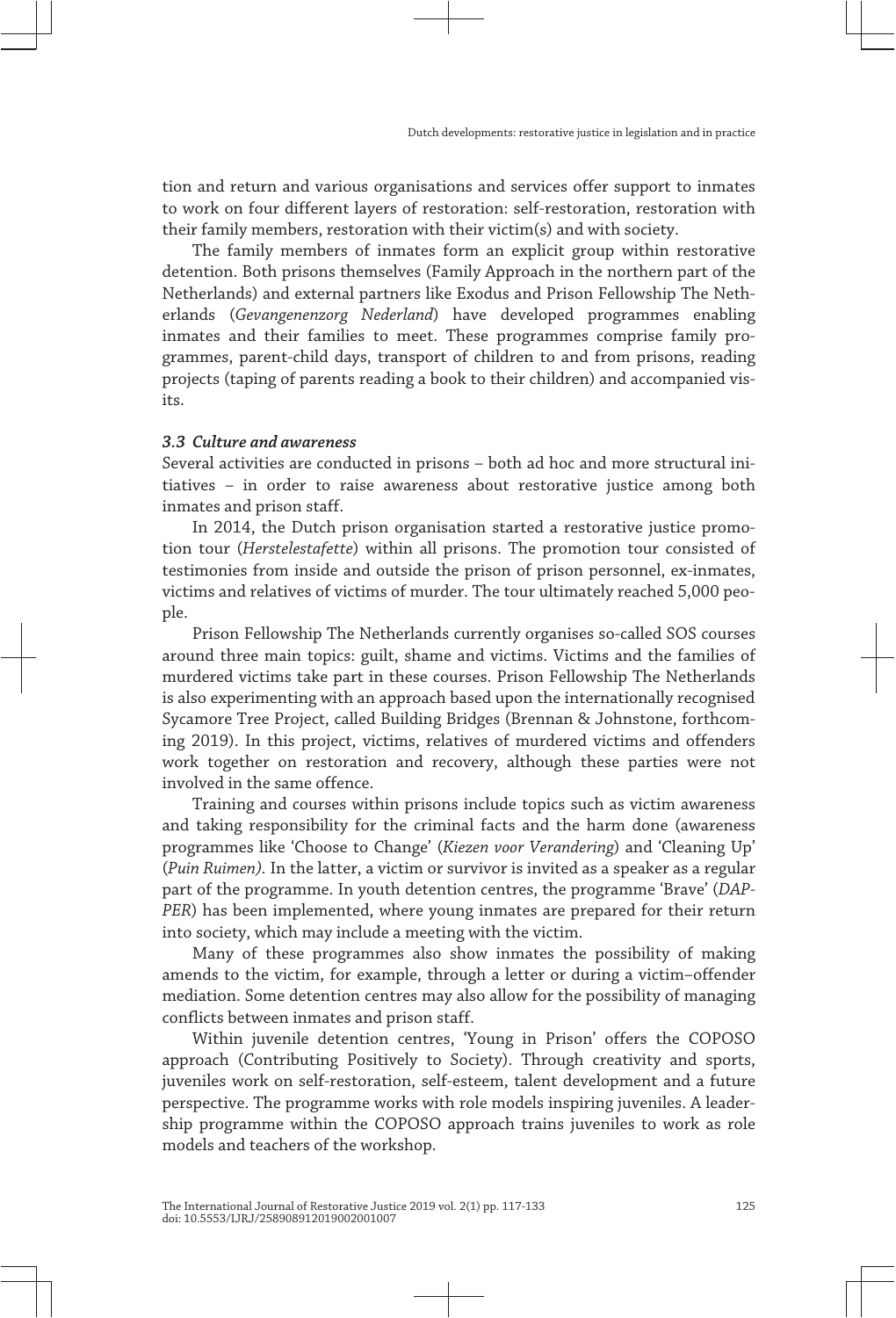tion and return and various organisations and services offer support to inmates to work on four different layers of restoration: self-restoration, restoration with their family members, restoration with their victim(s) and with society.

The family members of inmates form an explicit group within restorative detention. Both prisons themselves (Family Approach in the northern part of the Netherlands) and external partners like Exodus and Prison Fellowship The Netherlands (*Gevangenenzorg Nederland*) have developed programmes enabling inmates and their families to meet. These programmes comprise family programmes, parent-child days, transport of children to and from prisons, reading projects (taping of parents reading a book to their children) and accompanied visits.

### *3.3 Culture and awareness*

Several activities are conducted in prisons – both ad hoc and more structural initiatives – in order to raise awareness about restorative justice among both inmates and prison staff.

In 2014, the Dutch prison organisation started a restorative justice promotion tour (*Herstelestafette*) within all prisons. The promotion tour consisted of testimonies from inside and outside the prison of prison personnel, ex-inmates, victims and relatives of victims of murder. The tour ultimately reached 5,000 people.

Prison Fellowship The Netherlands currently organises so-called SOS courses around three main topics: guilt, shame and victims. Victims and the families of murdered victims take part in these courses. Prison Fellowship The Netherlands is also experimenting with an approach based upon the internationally recognised Sycamore Tree Project, called Building Bridges (Brennan & Johnstone, forthcoming 2019). In this project, victims, relatives of murdered victims and offenders work together on restoration and recovery, although these parties were not involved in the same offence.

Training and courses within prisons include topics such as victim awareness and taking responsibility for the criminal facts and the harm done (awareness programmes like 'Choose to Change' (*Kiezen voor Verandering*) and 'Cleaning Up' (*Puin Ruimen*). In the latter, a victim or survivor is invited as a speaker as a regular part of the programme. In youth detention centres, the programme 'Brave' (*DAPPER*) has been implemented, where young inmates are prepared for their return into society, which may include a meeting with the victim.

Many of these programmes also show inmates the possibility of making amends to the victim, for example, through a letter or during a victim–offender mediation. Some detention centres may also allow for the possibility of managing conflicts between inmates and prison staff.

Within juvenile detention centres, 'Young in Prison' offers the COPOSO approach (Contributing Positively to Society). Through creativity and sports, juveniles work on self-restoration, self-esteem, talent development and a future perspective. The programme works with role models inspiring juveniles. A leadership programme within the COPOSO approach trains juveniles to work as role models and teachers of the workshop.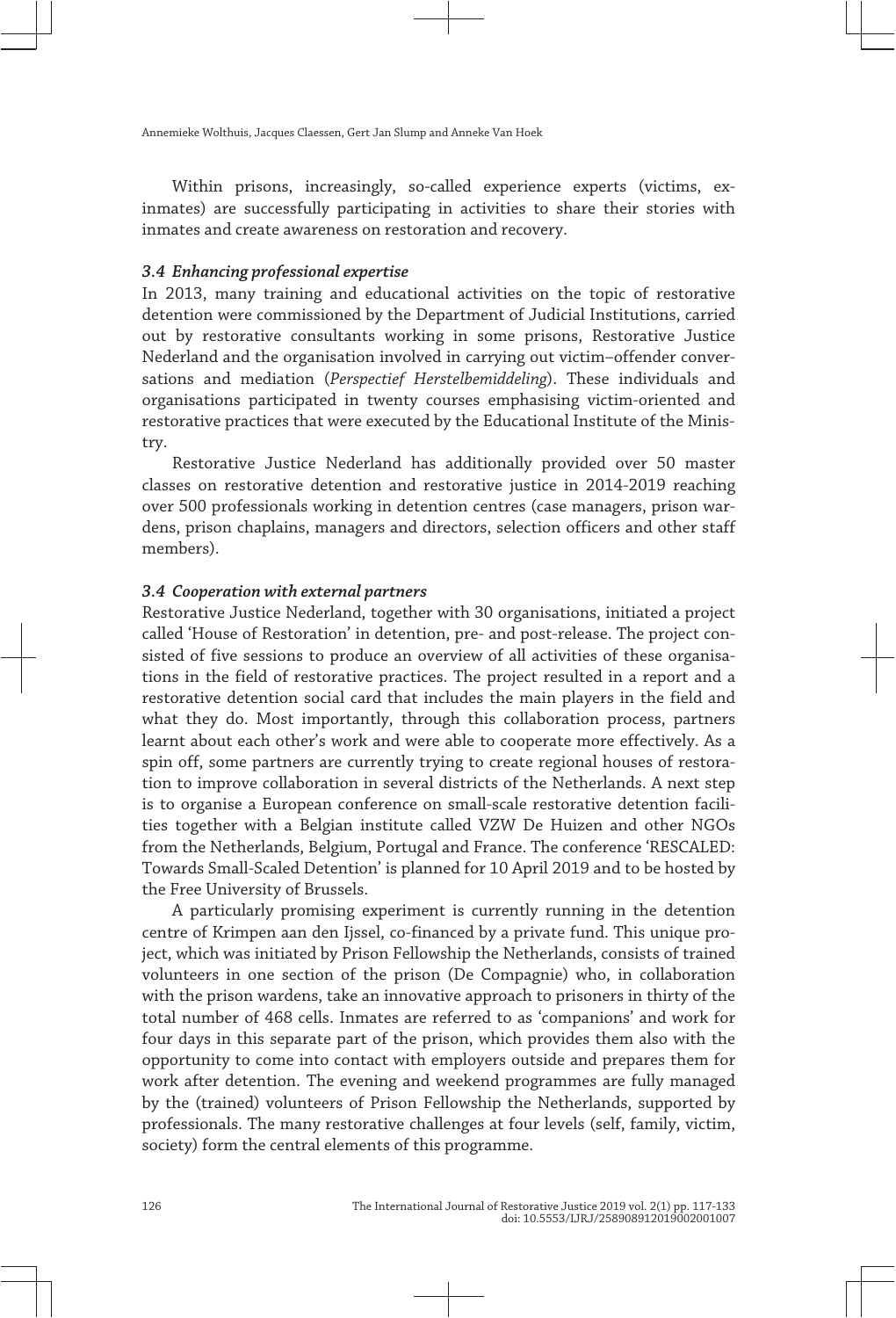Within prisons, increasingly, so-called experience experts (victims, ex-inmates) are successfully participating in activities to share their stories with inmates and create awareness on restoration and recovery.

### *3.4 Enhancing professional expertise*

In 2013, many training and educational activities on the topic of restorative detention were commissioned by the Department of Judicial Institutions, carried out by restorative consultants working in some prisons, Restorative Justice Nederland and the organisation involved in carrying out victim–offender conversations and mediation (*Perspectief Herstelbemiddeling*). These individuals and organisations participated in twenty courses emphasising victim-oriented and restorative practices that were executed by the Educational Institute of the Ministry.

Restorative Justice Nederland has additionally provided over 50 master classes on restorative detention and restorative justice in 2014-2019 reaching over 500 professionals working in detention centres (case managers, prison wardens, prison chaplains, managers and directors, selection officers and other staff members).

### *3.4 Cooperation with external partners*

Restorative Justice Nederland, together with 30 organisations, initiated a project called 'House of Restoration' in detention, pre- and post-release. The project consisted of five sessions to produce an overview of all activities of these organisations in the field of restorative practices. The project resulted in a report and a restorative detention social card that includes the main players in the field and what they do. Most importantly, through this collaboration process, partners learnt about each other's work and were able to cooperate more effectively. As a spin off, some partners are currently trying to create regional houses of restoration to improve collaboration in several districts of the Netherlands. A next step is to organise a European conference on small-scale restorative detention facilities together with a Belgian institute called VZW De Huizen and other NGOs from the Netherlands, Belgium, Portugal and France. The conference 'RESCALED: Towards Small-Scaled Detention' is planned for 10 April 2019 and to be hosted by the Free University of Brussels.

A particularly promising experiment is currently running in the detention centre of Krimpen aan den Ijssel, co-financed by a private fund. This unique project, which was initiated by Prison Fellowship the Netherlands, consists of trained volunteers in one section of the prison (De Compagnie) who, in collaboration with the prison wardens, take an innovative approach to prisoners in thirty of the total number of 468 cells. Inmates are referred to as 'companions' and work for four days in this separate part of the prison, which provides them also with the opportunity to come into contact with employers outside and prepares them for work after detention. The evening and weekend programmes are fully managed by the (trained) volunteers of Prison Fellowship the Netherlands, supported by professionals. The many restorative challenges at four levels (self, family, victim, society) form the central elements of this programme.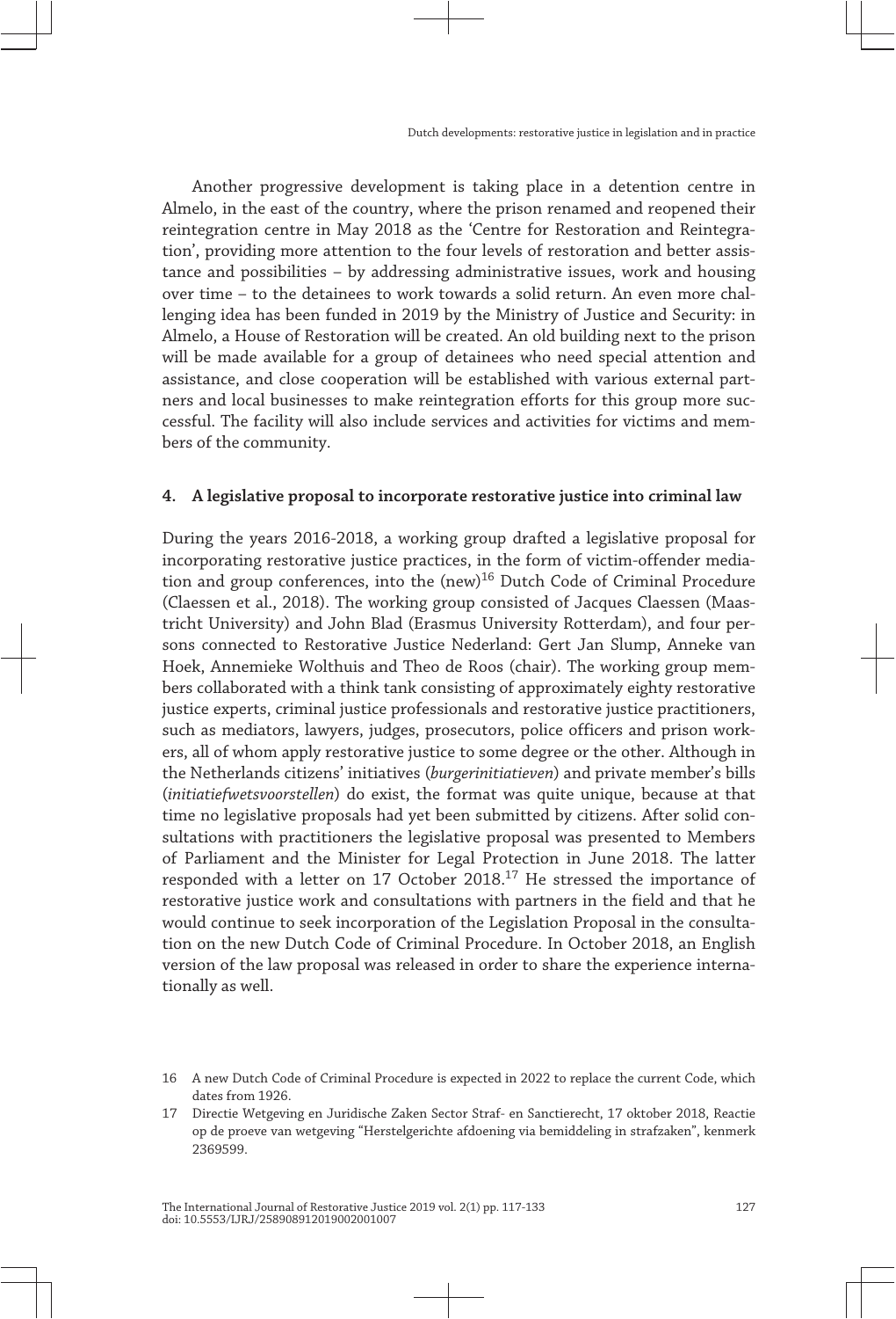Another progressive development is taking place in a detention centre in Almelo, in the east of the country, where the prison renamed and reopened their reintegration centre in May 2018 as the 'Centre for Restoration and Reintegration', providing more attention to the four levels of restoration and better assistance and possibilities – by addressing administrative issues, work and housing over time – to the detainees to work towards a solid return. An even more challenging idea has been funded in 2019 by the Ministry of Justice and Security: in Almelo, a House of Restoration will be created. An old building next to the prison will be made available for a group of detainees who need special attention and assistance, and close cooperation will be established with various external partners and local businesses to make reintegration efforts for this group more successful. The facility will also include services and activities for victims and members of the community.

## 4. A legislative proposal to incorporate restorative justice into criminal law

During the years 2016-2018, a working group drafted a legislative proposal for incorporating restorative justice practices, in the form of victim-offender mediation and group conferences, into the (new)[16] Dutch Code of Criminal Procedure (Claessen et al., 2018). The working group consisted of Jacques Claessen (Maastricht University) and John Blad (Erasmus University Rotterdam), and four persons connected to Restorative Justice Nederland: Gert Jan Slump, Anneke van Hoek, Annemieke Wolthuis and Theo de Roos (chair). The working group members collaborated with a think tank consisting of approximately eighty restorative justice experts, criminal justice professionals and restorative justice practitioners, such as mediators, lawyers, judges, prosecutors, police officers and prison workers, all of whom apply restorative justice to some degree or the other. Although in the Netherlands citizens' initiatives (*burgerinitiatieven*) and private member's bills (*initiatiefwetsvoorstellen*) do exist, the format was quite unique, because at that time no legislative proposals had yet been submitted by citizens. After solid consultations with practitioners the legislative proposal was presented to Members of Parliament and the Minister for Legal Protection in June 2018. The latter responded with a letter on 17 October 2018.[17] He stressed the importance of restorative justice work and consultations with partners in the field and that he would continue to seek incorporation of the Legislation Proposal in the consultation on the new Dutch Code of Criminal Procedure. In October 2018, an English version of the law proposal was released in order to share the experience internationally as well.

---

16 A new Dutch Code of Criminal Procedure is expected in 2022 to replace the current Code, which dates from 1926.

17 Directie Wetgeving en Juridische Zaken Sector Straf- en Sanctierecht, 17 oktober 2018, Reactie op de proeve van wetgeving "Herstelgerichte afdoening via bemiddeling in strafzaken", kenmerk 2369599.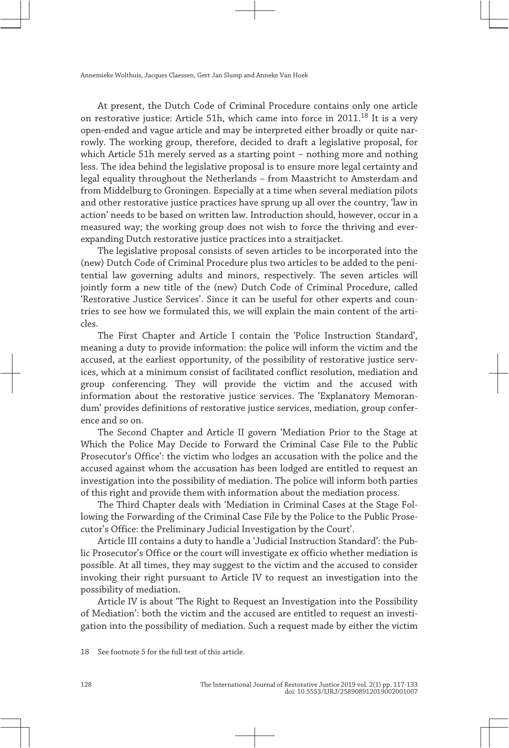At present, the Dutch Code of Criminal Procedure contains only one article on restorative justice: Article 51h, which came into force in 2011.[18] It is a very open-ended and vague article and may be interpreted either broadly or quite narrowly. The working group, therefore, decided to draft a legislative proposal, for which Article 51h merely served as a starting point – nothing more and nothing less. The idea behind the legislative proposal is to ensure more legal certainty and legal equality throughout the Netherlands – from Maastricht to Amsterdam and from Middelburg to Groningen. Especially at a time when several mediation pilots and other restorative justice practices have sprung up all over the country, 'law in action' needs to be based on written law. Introduction should, however, occur in a measured way; the working group does not wish to force the thriving and ever-expanding Dutch restorative justice practices into a straitjacket.

The legislative proposal consists of seven articles to be incorporated into the (new) Dutch Code of Criminal Procedure plus two articles to be added to the penitential law governing adults and minors, respectively. The seven articles will jointly form a new title of the (new) Dutch Code of Criminal Procedure, called 'Restorative Justice Services'. Since it can be useful for other experts and countries to see how we formulated this, we will explain the main content of the articles.

The First Chapter and Article I contain the 'Police Instruction Standard', meaning a duty to provide information: the police will inform the victim and the accused, at the earliest opportunity, of the possibility of restorative justice services, which at a minimum consist of facilitated conflict resolution, mediation and group conferencing. They will provide the victim and the accused with information about the restorative justice services. The 'Explanatory Memorandum' provides definitions of restorative justice services, mediation, group conference and so on.

The Second Chapter and Article II govern 'Mediation Prior to the Stage at Which the Police May Decide to Forward the Criminal Case File to the Public Prosecutor's Office': the victim who lodges an accusation with the police and the accused against whom the accusation has been lodged are entitled to request an investigation into the possibility of mediation. The police will inform both parties of this right and provide them with information about the mediation process.

The Third Chapter deals with 'Mediation in Criminal Cases at the Stage Following the Forwarding of the Criminal Case File by the Police to the Public Prosecutor's Office: the Preliminary Judicial Investigation by the Court'.

Article III contains a duty to handle a 'Judicial Instruction Standard': the Public Prosecutor's Office or the court will investigate ex officio whether mediation is possible. At all times, they may suggest to the victim and the accused to consider invoking their right pursuant to Article IV to request an investigation into the possibility of mediation.

Article IV is about 'The Right to Request an Investigation into the Possibility of Mediation': both the victim and the accused are entitled to request an investigation into the possibility of mediation. Such a request made by either the victim

18 See footnote 5 for the full text of this article.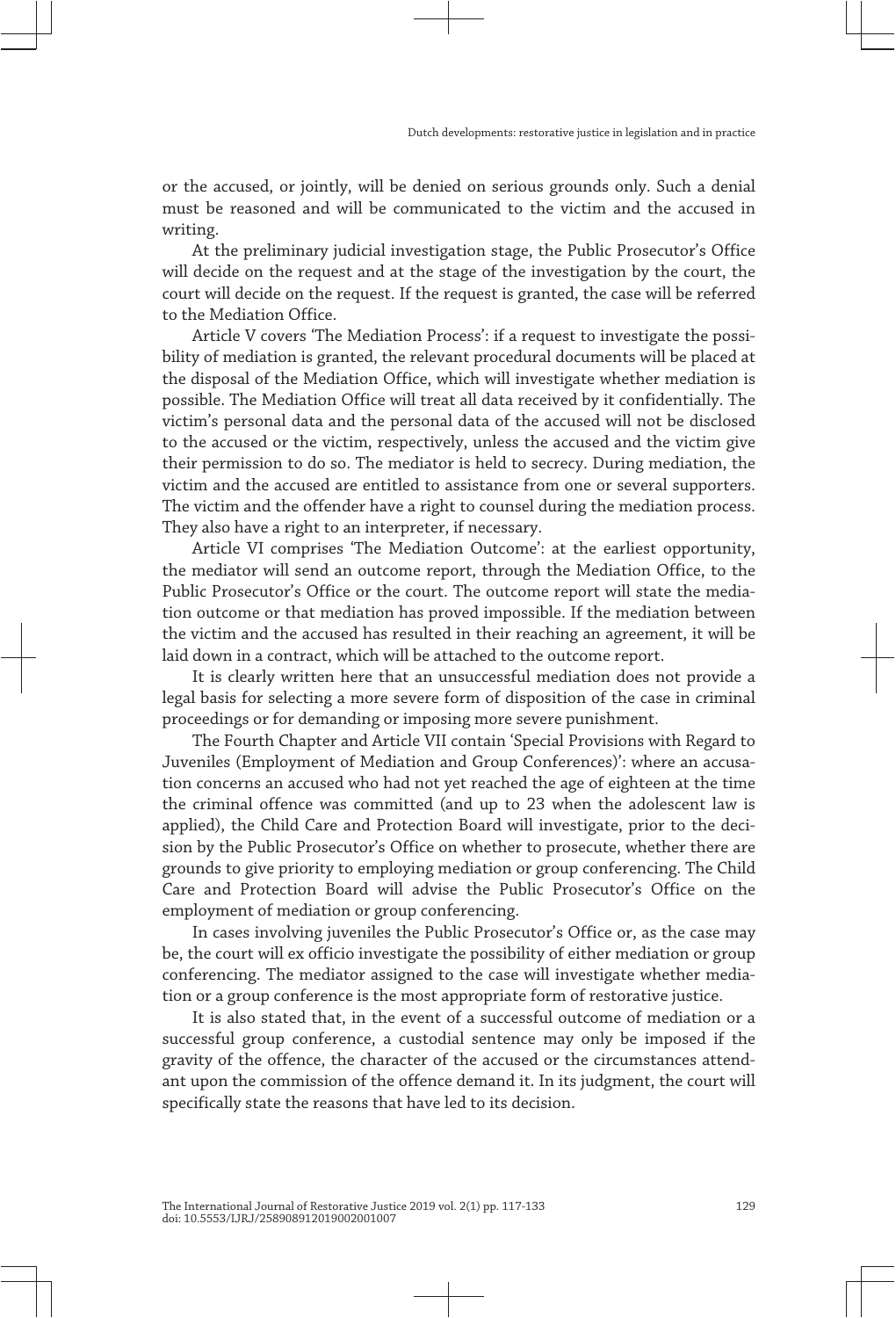or the accused, or jointly, will be denied on serious grounds only. Such a denial must be reasoned and will be communicated to the victim and the accused in writing.

At the preliminary judicial investigation stage, the Public Prosecutor's Office will decide on the request and at the stage of the investigation by the court, the court will decide on the request. If the request is granted, the case will be referred to the Mediation Office.

Article V covers 'The Mediation Process': if a request to investigate the possibility of mediation is granted, the relevant procedural documents will be placed at the disposal of the Mediation Office, which will investigate whether mediation is possible. The Mediation Office will treat all data received by it confidentially. The victim's personal data and the personal data of the accused will not be disclosed to the accused or the victim, respectively, unless the accused and the victim give their permission to do so. The mediator is held to secrecy. During mediation, the victim and the accused are entitled to assistance from one or several supporters. The victim and the offender have a right to counsel during the mediation process. They also have a right to an interpreter, if necessary.

Article VI comprises 'The Mediation Outcome': at the earliest opportunity, the mediator will send an outcome report, through the Mediation Office, to the Public Prosecutor's Office or the court. The outcome report will state the mediation outcome or that mediation has proved impossible. If the mediation between the victim and the accused has resulted in their reaching an agreement, it will be laid down in a contract, which will be attached to the outcome report.

It is clearly written here that an unsuccessful mediation does not provide a legal basis for selecting a more severe form of disposition of the case in criminal proceedings or for demanding or imposing more severe punishment.

The Fourth Chapter and Article VII contain 'Special Provisions with Regard to Juveniles (Employment of Mediation and Group Conferences)': where an accusation concerns an accused who had not yet reached the age of eighteen at the time the criminal offence was committed (and up to 23 when the adolescent law is applied), the Child Care and Protection Board will investigate, prior to the decision by the Public Prosecutor's Office on whether to prosecute, whether there are grounds to give priority to employing mediation or group conferencing. The Child Care and Protection Board will advise the Public Prosecutor's Office on the employment of mediation or group conferencing.

In cases involving juveniles the Public Prosecutor's Office or, as the case may be, the court will ex officio investigate the possibility of either mediation or group conferencing. The mediator assigned to the case will investigate whether mediation or a group conference is the most appropriate form of restorative justice.

It is also stated that, in the event of a successful outcome of mediation or a successful group conference, a custodial sentence may only be imposed if the gravity of the offence, the character of the accused or the circumstances attendant upon the commission of the offence demand it. In its judgment, the court will specifically state the reasons that have led to its decision.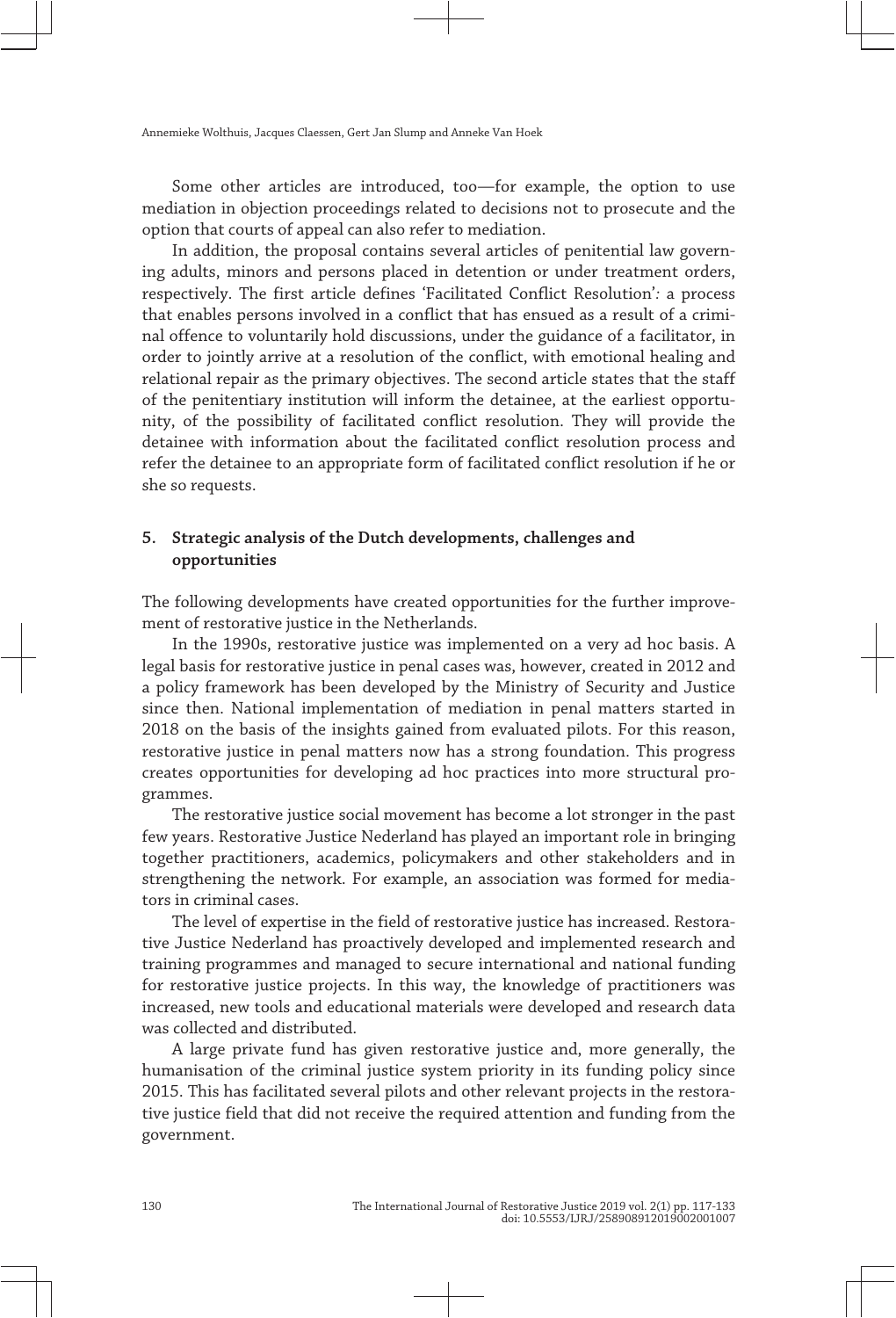Some other articles are introduced, too—for example, the option to use mediation in objection proceedings related to decisions not to prosecute and the option that courts of appeal can also refer to mediation.

In addition, the proposal contains several articles of penitential law governing adults, minors and persons placed in detention or under treatment orders, respectively. The first article defines 'Facilitated Conflict Resolution': a process that enables persons involved in a conflict that has ensued as a result of a criminal offence to voluntarily hold discussions, under the guidance of a facilitator, in order to jointly arrive at a resolution of the conflict, with emotional healing and relational repair as the primary objectives. The second article states that the staff of the penitentiary institution will inform the detainee, at the earliest opportunity, of the possibility of facilitated conflict resolution. They will provide the detainee with information about the facilitated conflict resolution process and refer the detainee to an appropriate form of facilitated conflict resolution if he or she so requests.

## 5. Strategic analysis of the Dutch developments, challenges and opportunities

The following developments have created opportunities for the further improvement of restorative justice in the Netherlands.

In the 1990s, restorative justice was implemented on a very ad hoc basis. A legal basis for restorative justice in penal cases was, however, created in 2012 and a policy framework has been developed by the Ministry of Security and Justice since then. National implementation of mediation in penal matters started in 2018 on the basis of the insights gained from evaluated pilots. For this reason, restorative justice in penal matters now has a strong foundation. This progress creates opportunities for developing ad hoc practices into more structural programmes.

The restorative justice social movement has become a lot stronger in the past few years. Restorative Justice Nederland has played an important role in bringing together practitioners, academics, policymakers and other stakeholders and in strengthening the network. For example, an association was formed for mediators in criminal cases.

The level of expertise in the field of restorative justice has increased. Restorative Justice Nederland has proactively developed and implemented research and training programmes and managed to secure international and national funding for restorative justice projects. In this way, the knowledge of practitioners was increased, new tools and educational materials were developed and research data was collected and distributed.

A large private fund has given restorative justice and, more generally, the humanisation of the criminal justice system priority in its funding policy since 2015. This has facilitated several pilots and other relevant projects in the restorative justice field that did not receive the required attention and funding from the government.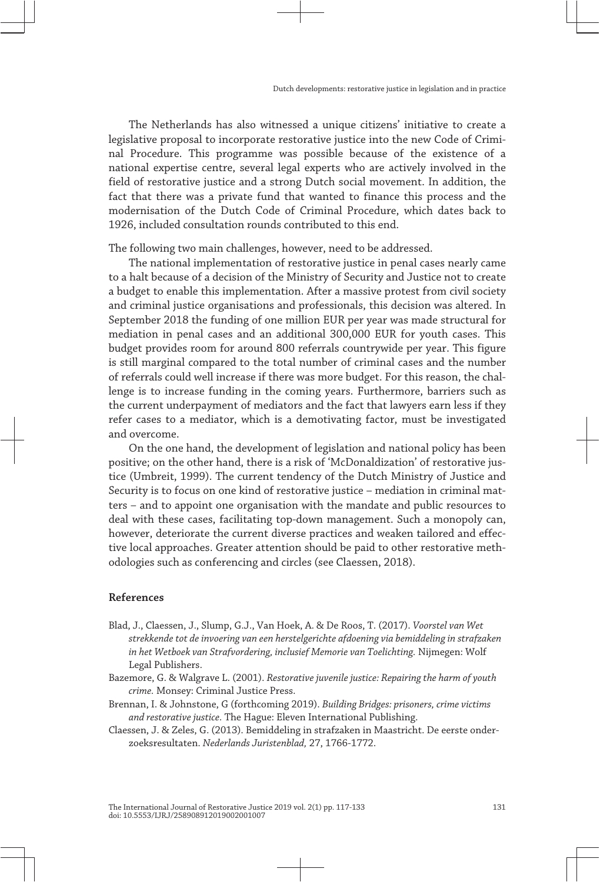The Netherlands has also witnessed a unique citizens' initiative to create a legislative proposal to incorporate restorative justice into the new Code of Criminal Procedure. This programme was possible because of the existence of a national expertise centre, several legal experts who are actively involved in the field of restorative justice and a strong Dutch social movement. In addition, the fact that there was a private fund that wanted to finance this process and the modernisation of the Dutch Code of Criminal Procedure, which dates back to 1926, included consultation rounds contributed to this end.

The following two main challenges, however, need to be addressed.

The national implementation of restorative justice in penal cases nearly came to a halt because of a decision of the Ministry of Security and Justice not to create a budget to enable this implementation. After a massive protest from civil society and criminal justice organisations and professionals, this decision was altered. In September 2018 the funding of one million EUR per year was made structural for mediation in penal cases and an additional 300,000 EUR for youth cases. This budget provides room for around 800 referrals countrywide per year. This figure is still marginal compared to the total number of criminal cases and the number of referrals could well increase if there was more budget. For this reason, the challenge is to increase funding in the coming years. Furthermore, barriers such as the current underpayment of mediators and the fact that lawyers earn less if they refer cases to a mediator, which is a demotivating factor, must be investigated and overcome.

On the one hand, the development of legislation and national policy has been positive; on the other hand, there is a risk of 'McDonaldization' of restorative justice (Umbreit, 1999). The current tendency of the Dutch Ministry of Justice and Security is to focus on one kind of restorative justice – mediation in criminal matters – and to appoint one organisation with the mandate and public resources to deal with these cases, facilitating top-down management. Such a monopoly can, however, deteriorate the current diverse practices and weaken tailored and effective local approaches. Greater attention should be paid to other restorative methodologies such as conferencing and circles (see Claessen, 2018).

## References

Blad, J., Claessen, J., Slump, G.J., Van Hoek, A. & De Roos, T. (2017). *Voorstel van Wet strekkende tot de invoering van een herstelgerichte afdoening via bemiddeling in strafzaken in het Wetboek van Strafvordering, inclusief Memorie van Toelichting.* Nijmegen: Wolf Legal Publishers.

Bazemore, G. & Walgrave L. (2001). *Restorative juvenile justice: Repairing the harm of youth crime.* Monsey: Criminal Justice Press.

Brennan, I. & Johnstone, G (forthcoming 2019). *Building Bridges: prisoners, crime victims and restorative justice.* The Hague: Eleven International Publishing.

Claessen, J. & Zeles, G. (2013). Bemiddeling in strafzaken in Maastricht. De eerste onderzoeksresultaten. *Nederlands Juristenblad,* 27, 1766-1772.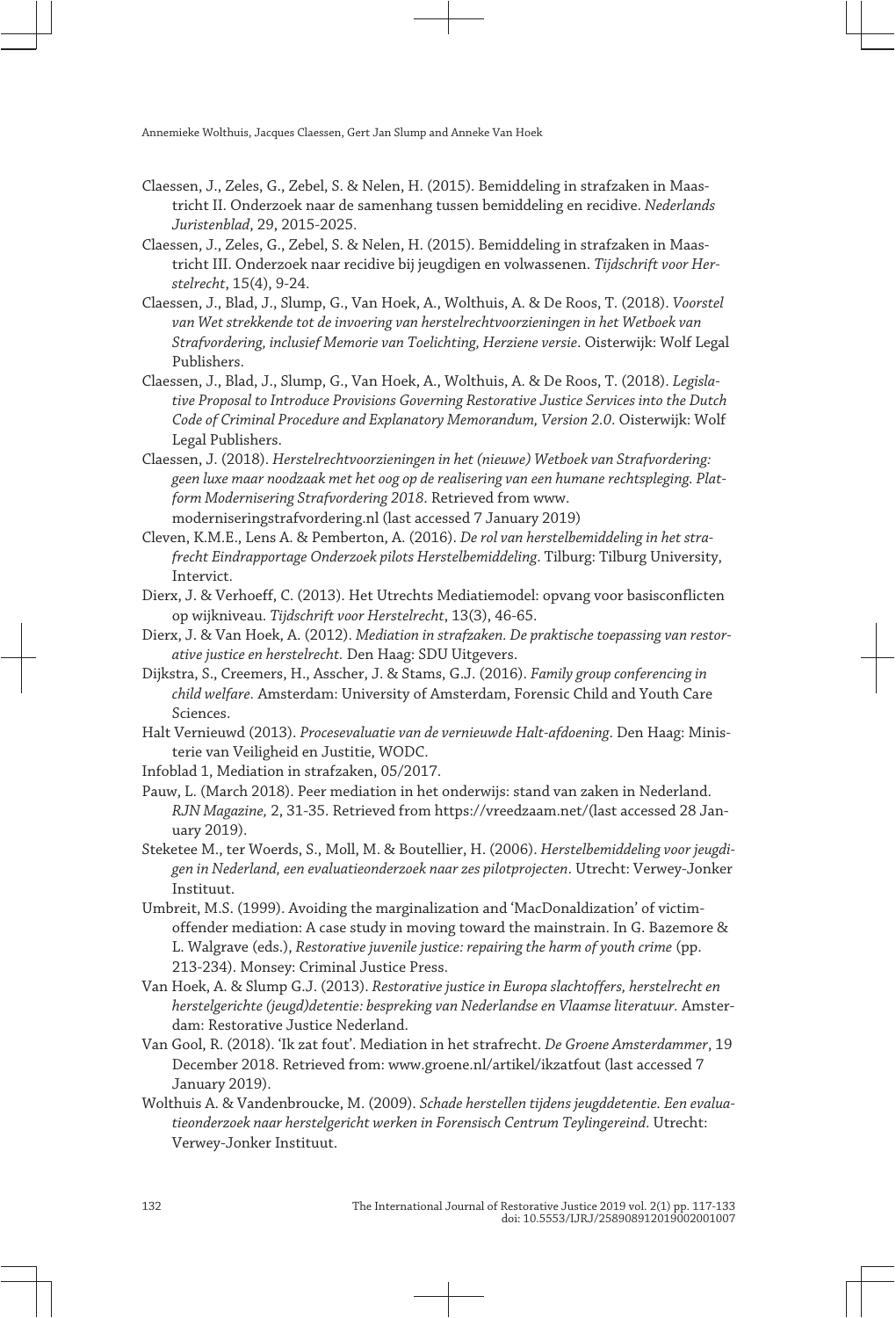Claessen, J., Zeles, G., Zebel, S. & Nelen, H. (2015). Bemiddeling in strafzaken in Maastricht II. Onderzoek naar de samenhang tussen bemiddeling en recidive. *Nederlands Juristenblad*, 29, 2015-2025.

Claessen, J., Zeles, G., Zebel, S. & Nelen, H. (2015). Bemiddeling in strafzaken in Maastricht III. Onderzoek naar recidive bij jeugdigen en volwassenen. *Tijdschrift voor Herstelrecht*, 15(4), 9-24.

Claessen, J., Blad, J., Slump, G., Van Hoek, A., Wolthuis, A. & De Roos, T. (2018). *Voorstel van Wet strekkende tot de invoering van herstelrechtvoorzieningen in het Wetboek van Strafvordering, inclusief Memorie van Toelichting, Herziene versie*. Oisterwijk: Wolf Legal Publishers.

Claessen, J., Blad, J., Slump, G., Van Hoek, A., Wolthuis, A. & De Roos, T. (2018). *Legislative Proposal to Introduce Provisions Governing Restorative Justice Services into the Dutch Code of Criminal Procedure and Explanatory Memorandum, Version 2.0*. Oisterwijk: Wolf Legal Publishers.

Claessen, J. (2018). *Herstelrechtvoorzieningen in het (nieuwe) Wetboek van Strafvordering: geen luxe maar noodzaak met het oog op de realisering van een humane rechtspleging. Platform Modernisering Strafvordering 2018*. Retrieved from www.moderniseringstrafvordering.nl (last accessed 7 January 2019)

Cleven, K.M.E., Lens A. & Pemberton, A. (2016). *De rol van herstelbemiddeling in het strafrecht Eindrapportage Onderzoek pilots Herstelbemiddeling*. Tilburg: Tilburg University, Intervict.

Dierx, J. & Verhoeff, C. (2013). Het Utrechts Mediatiemodel: opvang voor basisconflicten op wijkniveau. *Tijdschrift voor Herstelrecht*, 13(3), 46-65.

Dierx, J. & Van Hoek, A. (2012). *Mediation in strafzaken. De praktische toepassing van restorative justice en herstelrecht*. Den Haag: SDU Uitgevers.

Dijkstra, S., Creemers, H., Asscher, J. & Stams, G.J. (2016). *Family group conferencing in child welfare*. Amsterdam: University of Amsterdam, Forensic Child and Youth Care Sciences.

Halt Vernieuwd (2013). *Procesevaluatie van de vernieuwde Halt-afdoening*. Den Haag: Ministerie van Veiligheid en Justitie, WODC.

Infoblad 1, Mediation in strafzaken, 05/2017.

Pauw, L. (March 2018). Peer mediation in het onderwijs: stand van zaken in Nederland. *RJN Magazine,* 2, 31-35. Retrieved from https://vreedzaam.net/(last accessed 28 January 2019).

Steketee M., ter Woerds, S., Moll, M. & Boutellier, H. (2006). *Herstelbemiddeling voor jeugdigen in Nederland, een evaluatieonderzoek naar zes pilotprojecten*. Utrecht: Verwey-Jonker Instituut.

Umbreit, M.S. (1999). Avoiding the marginalization and 'MacDonaldization' of victim-offender mediation: A case study in moving toward the mainstrain. In G. Bazemore & L. Walgrave (eds.), *Restorative juvenile justice: repairing the harm of youth crime* (pp. 213-234). Monsey: Criminal Justice Press.

Van Hoek, A. & Slump G.J. (2013). *Restorative justice in Europa slachtoffers, herstelrecht en herstelgerichte (jeugd)detentie: bespreking van Nederlandse en Vlaamse literatuur.* Amsterdam: Restorative Justice Nederland.

Van Gool, R. (2018). 'Ik zat fout'. Mediation in het strafrecht. *De Groene Amsterdammer*, 19 December 2018. Retrieved from: www.groene.nl/artikel/ikzatfout (last accessed 7 January 2019).

Wolthuis A. & Vandenbroucke, M. (2009). *Schade herstellen tijdens jeugddetentie. Een evaluatieonderzoek naar herstelgericht werken in Forensisch Centrum Teylingereind*. Utrecht: Verwey-Jonker Instituut.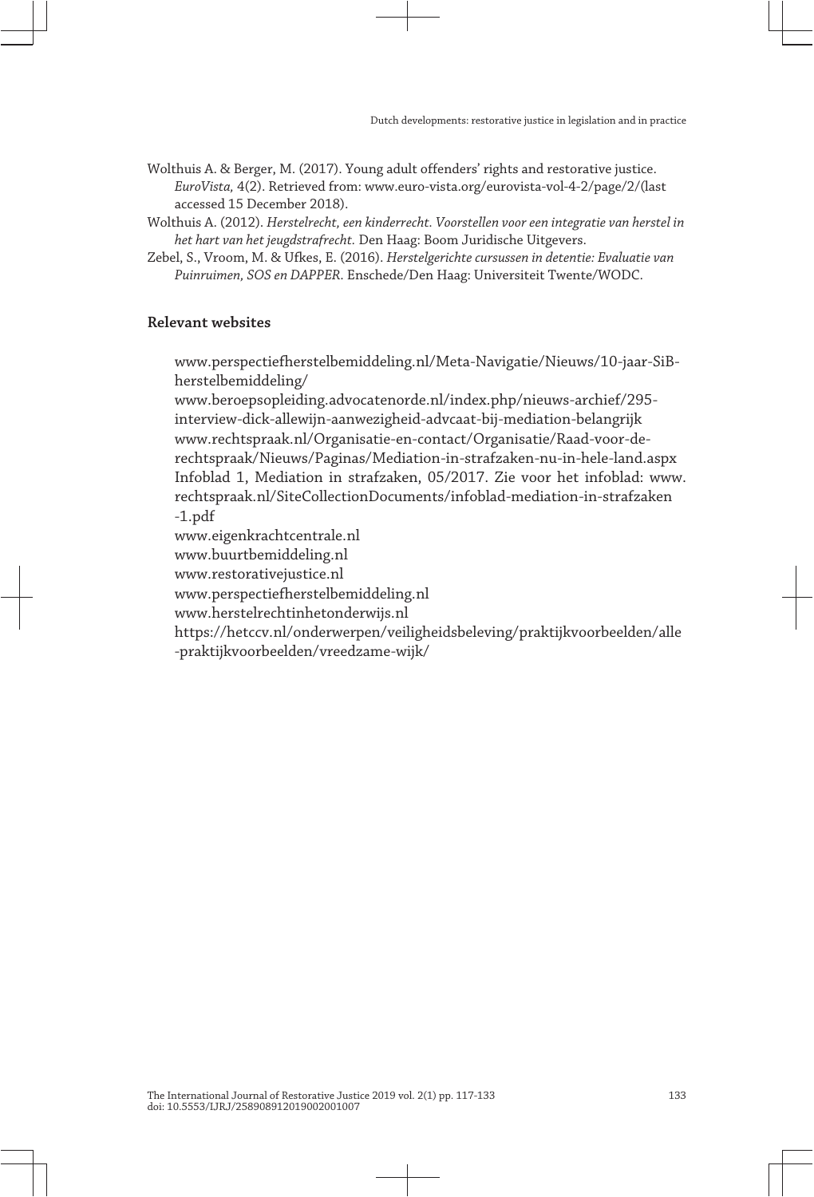Wolthuis A. & Berger, M. (2017). Young adult offenders' rights and restorative justice. *EuroVista,* 4(2). Retrieved from: www.euro-vista.org/eurovista-vol-4-2/page/2/(last accessed 15 December 2018).

Wolthuis A. (2012). *Herstelrecht, een kinderrecht. Voorstellen voor een integratie van herstel in het hart van het jeugdstrafrecht*. Den Haag: Boom Juridische Uitgevers.

Zebel, S., Vroom, M. & Ufkes, E. (2016). *Herstelgerichte cursussen in detentie: Evaluatie van Puinruimen, SOS en DAPPER*. Enschede/Den Haag: Universiteit Twente/WODC.

## Relevant websites

www.perspectiefherstelbemiddeling.nl/Meta-Navigatie/Nieuws/10-jaar-SiB-herstelbemiddeling/

www.beroepsopleiding.advocatenorde.nl/index.php/nieuws-archief/295-interview-dick-allewijn-aanwezigheid-advcaat-bij-mediation-belangrijk

www.rechtspraak.nl/Organisatie-en-contact/Organisatie/Raad-voor-de-rechtspraak/Nieuws/Paginas/Mediation-in-strafzaken-nu-in-hele-land.aspx

Infoblad 1, Mediation in strafzaken, 05/2017. Zie voor het infoblad: www.rechtspraak.nl/SiteCollectionDocuments/infoblad-mediation-in-strafzaken-1.pdf

www.eigenkrachtcentrale.nl

www.buurtbemiddeling.nl

www.restorativejustice.nl

www.perspectiefherstelbemiddeling.nl

www.herstelrechtinhetonderwijs.nl

https://hetccv.nl/onderwerpen/veiligheidsbeleving/praktijkvoorbeelden/alle-praktijkvoorbeelden/vreedzame-wijk/